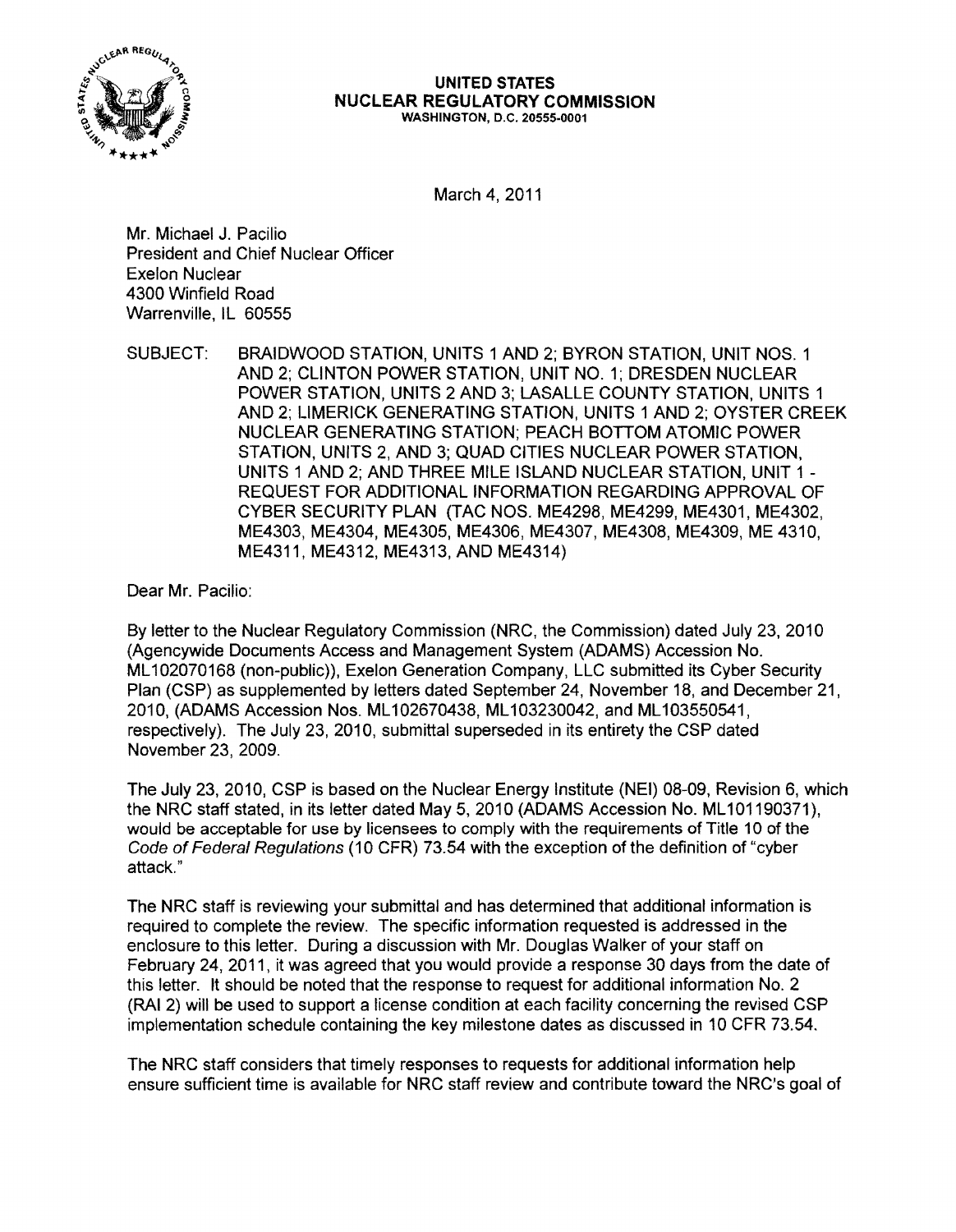**UNITED STATES**
**NUCLEAR REGULATORY COMMISSION**
WASHINGTON, D.C. 20555-0001

March 4, 2011

Mr. Michael J. Pacilio
President and Chief Nuclear Officer
Exelon Nuclear
4300 Winfield Road
Warrenville, IL 60555

SUBJECT: BRAIDWOOD STATION, UNITS 1 AND 2; BYRON STATION, UNIT NOS. 1 AND 2; CLINTON POWER STATION, UNIT NO. 1; DRESDEN NUCLEAR POWER STATION, UNITS 2 AND 3; LASALLE COUNTY STATION, UNITS 1 AND 2; LIMERICK GENERATING STATION, UNITS 1 AND 2; OYSTER CREEK NUCLEAR GENERATING STATION; PEACH BOTTOM ATOMIC POWER STATION, UNITS 2, AND 3; QUAD CITIES NUCLEAR POWER STATION, UNITS 1 AND 2; AND THREE MILE ISLAND NUCLEAR STATION, UNIT 1 - REQUEST FOR ADDITIONAL INFORMATION REGARDING APPROVAL OF CYBER SECURITY PLAN (TAC NOS. ME4298, ME4299, ME4301, ME4302, ME4303, ME4304, ME4305, ME4306, ME4307, ME4308, ME4309, ME 4310, ME4311, ME4312, ME4313, AND ME4314)

Dear Mr. Pacilio:

By letter to the Nuclear Regulatory Commission (NRC, the Commission) dated July 23, 2010 (Agencywide Documents Access and Management System (ADAMS) Accession No. ML102070168 (non-public)), Exelon Generation Company, LLC submitted its Cyber Security Plan (CSP) as supplemented by letters dated September 24, November 18, and December 21, 2010, (ADAMS Accession Nos. ML102670438, ML103230042, and ML103550541, respectively). The July 23, 2010, submittal superseded in its entirety the CSP dated November 23, 2009.

The July 23, 2010, CSP is based on the Nuclear Energy Institute (NEI) 08-09, Revision 6, which the NRC staff stated, in its letter dated May 5, 2010 (ADAMS Accession No. ML101190371), would be acceptable for use by licensees to comply with the requirements of Title 10 of the *Code of Federal Regulations* (10 CFR) 73.54 with the exception of the definition of "cyber attack."

The NRC staff is reviewing your submittal and has determined that additional information is required to complete the review. The specific information requested is addressed in the enclosure to this letter. During a discussion with Mr. Douglas Walker of your staff on February 24, 2011, it was agreed that you would provide a response 30 days from the date of this letter. It should be noted that the response to request for additional information No. 2 (RAI 2) will be used to support a license condition at each facility concerning the revised CSP implementation schedule containing the key milestone dates as discussed in 10 CFR 73.54.

The NRC staff considers that timely responses to requests for additional information help ensure sufficient time is available for NRC staff review and contribute toward the NRC's goal of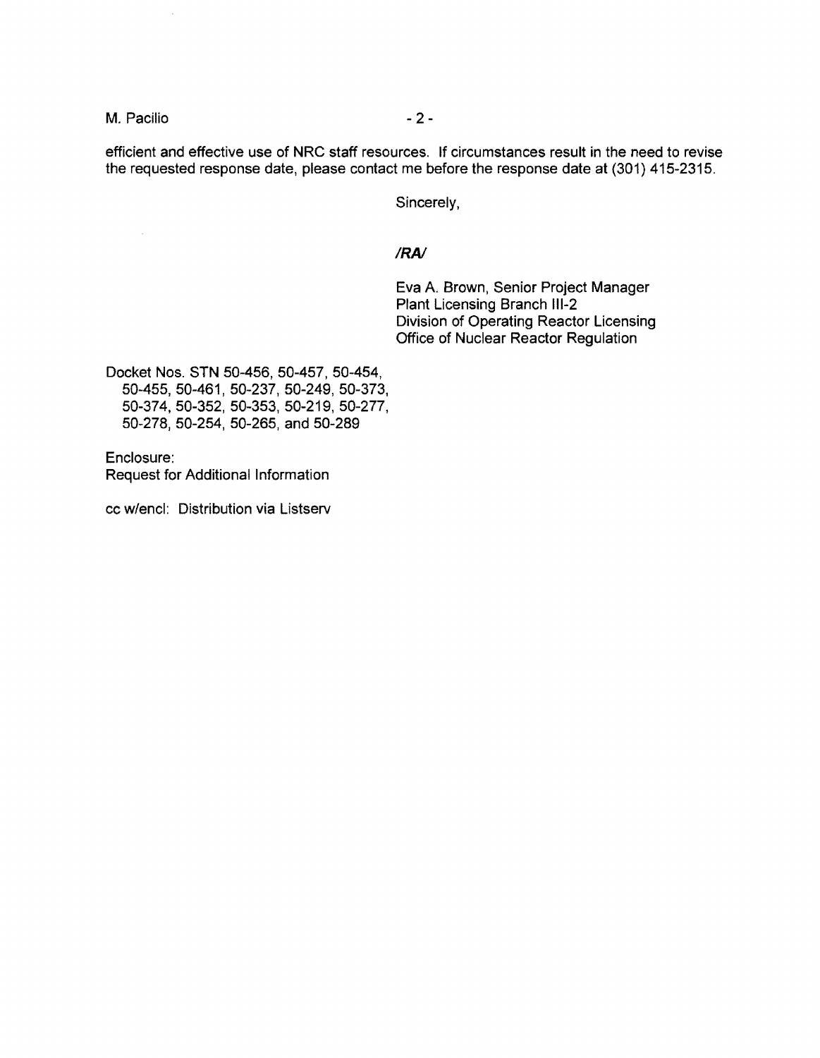efficient and effective use of NRC staff resources. If circumstances result in the need to revise the requested response date, please contact me before the response date at (301) 415-2315.

Sincerely,

*/RA/*

Eva A. Brown, Senior Project Manager
Plant Licensing Branch III-2
Division of Operating Reactor Licensing
Office of Nuclear Reactor Regulation

Docket Nos. STN 50-456, 50-457, 50-454, 50-455, 50-461, 50-237, 50-249, 50-373, 50-374, 50-352, 50-353, 50-219, 50-277, 50-278, 50-254, 50-265, and 50-289

Enclosure:
Request for Additional Information

cc w/encl: Distribution via Listserv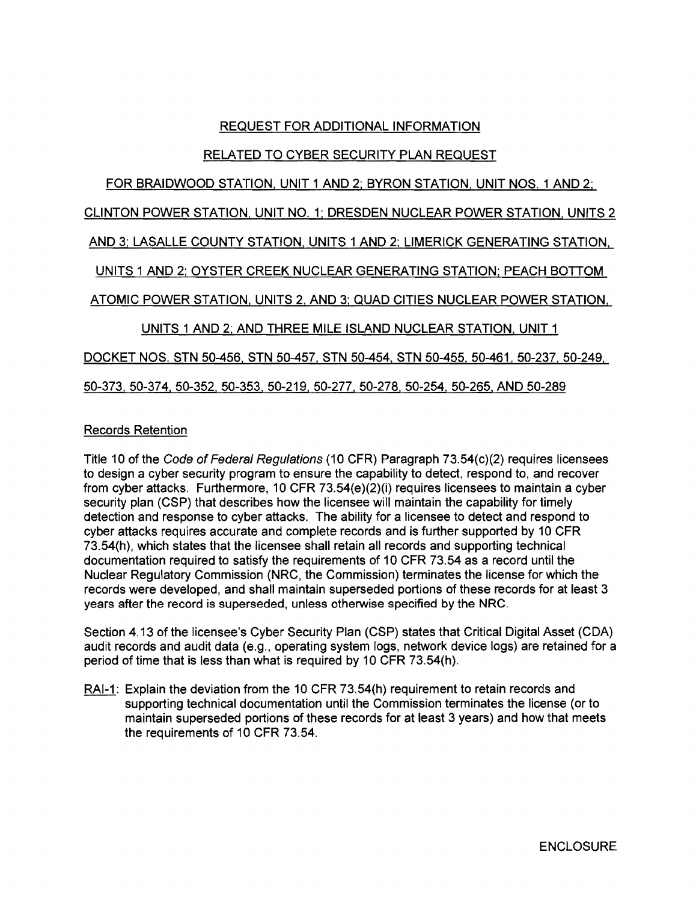# REQUEST FOR ADDITIONAL INFORMATION

## RELATED TO CYBER SECURITY PLAN REQUEST

## FOR BRAIDWOOD STATION, UNIT 1 AND 2; BYRON STATION, UNIT NOS. 1 AND 2; CLINTON POWER STATION, UNIT NO. 1; DRESDEN NUCLEAR POWER STATION, UNITS 2 AND 3; LASALLE COUNTY STATION, UNITS 1 AND 2; LIMERICK GENERATING STATION, UNITS 1 AND 2; OYSTER CREEK NUCLEAR GENERATING STATION; PEACH BOTTOM ATOMIC POWER STATION, UNITS 2, AND 3; QUAD CITIES NUCLEAR POWER STATION, UNITS 1 AND 2; AND THREE MILE ISLAND NUCLEAR STATION, UNIT 1

## DOCKET NOS. STN 50-456, STN 50-457, STN 50-454, STN 50-455, 50-461, 50-237, 50-249, 50-373, 50-374, 50-352, 50-353, 50-219, 50-277, 50-278, 50-254, 50-265, AND 50-289

### Records Retention

Title 10 of the *Code of Federal Regulations* (10 CFR) Paragraph 73.54(c)(2) requires licensees to design a cyber security program to ensure the capability to detect, respond to, and recover from cyber attacks. Furthermore, 10 CFR 73.54(e)(2)(i) requires licensees to maintain a cyber security plan (CSP) that describes how the licensee will maintain the capability for timely detection and response to cyber attacks. The ability for a licensee to detect and respond to cyber attacks requires accurate and complete records and is further supported by 10 CFR 73.54(h), which states that the licensee shall retain all records and supporting technical documentation required to satisfy the requirements of 10 CFR 73.54 as a record until the Nuclear Regulatory Commission (NRC, the Commission) terminates the license for which the records were developed, and shall maintain superseded portions of these records for at least 3 years after the record is superseded, unless otherwise specified by the NRC.

Section 4.13 of the licensee's Cyber Security Plan (CSP) states that Critical Digital Asset (CDA) audit records and audit data (e.g., operating system logs, network device logs) are retained for a period of time that is less than what is required by 10 CFR 73.54(h).

RAI-1: Explain the deviation from the 10 CFR 73.54(h) requirement to retain records and supporting technical documentation until the Commission terminates the license (or to maintain superseded portions of these records for at least 3 years) and how that meets the requirements of 10 CFR 73.54.

ENCLOSURE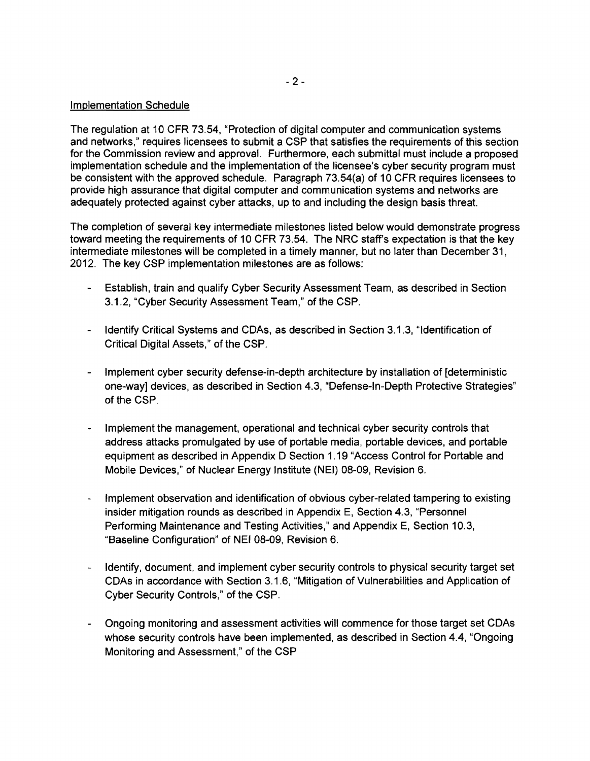Implementation Schedule

The regulation at 10 CFR 73.54, "Protection of digital computer and communication systems and networks," requires licensees to submit a CSP that satisfies the requirements of this section for the Commission review and approval. Furthermore, each submittal must include a proposed implementation schedule and the implementation of the licensee's cyber security program must be consistent with the approved schedule. Paragraph 73.54(a) of 10 CFR requires licensees to provide high assurance that digital computer and communication systems and networks are adequately protected against cyber attacks, up to and including the design basis threat.

The completion of several key intermediate milestones listed below would demonstrate progress toward meeting the requirements of 10 CFR 73.54. The NRC staff's expectation is that the key intermediate milestones will be completed in a timely manner, but no later than December 31, 2012. The key CSP implementation milestones are as follows:

- Establish, train and qualify Cyber Security Assessment Team, as described in Section 3.1.2, "Cyber Security Assessment Team," of the CSP.
- Identify Critical Systems and CDAs, as described in Section 3.1.3, "Identification of Critical Digital Assets," of the CSP.
- Implement cyber security defense-in-depth architecture by installation of [deterministic one-way] devices, as described in Section 4.3, "Defense-In-Depth Protective Strategies" of the CSP.
- Implement the management, operational and technical cyber security controls that address attacks promulgated by use of portable media, portable devices, and portable equipment as described in Appendix D Section 1.19 "Access Control for Portable and Mobile Devices," of Nuclear Energy Institute (NEI) 08-09, Revision 6.
- Implement observation and identification of obvious cyber-related tampering to existing insider mitigation rounds as described in Appendix E, Section 4.3, "Personnel Performing Maintenance and Testing Activities," and Appendix E, Section 10.3, "Baseline Configuration" of NEI 08-09, Revision 6.
- Identify, document, and implement cyber security controls to physical security target set CDAs in accordance with Section 3.1.6, "Mitigation of Vulnerabilities and Application of Cyber Security Controls," of the CSP.
- Ongoing monitoring and assessment activities will commence for those target set CDAs whose security controls have been implemented, as described in Section 4.4, "Ongoing Monitoring and Assessment," of the CSP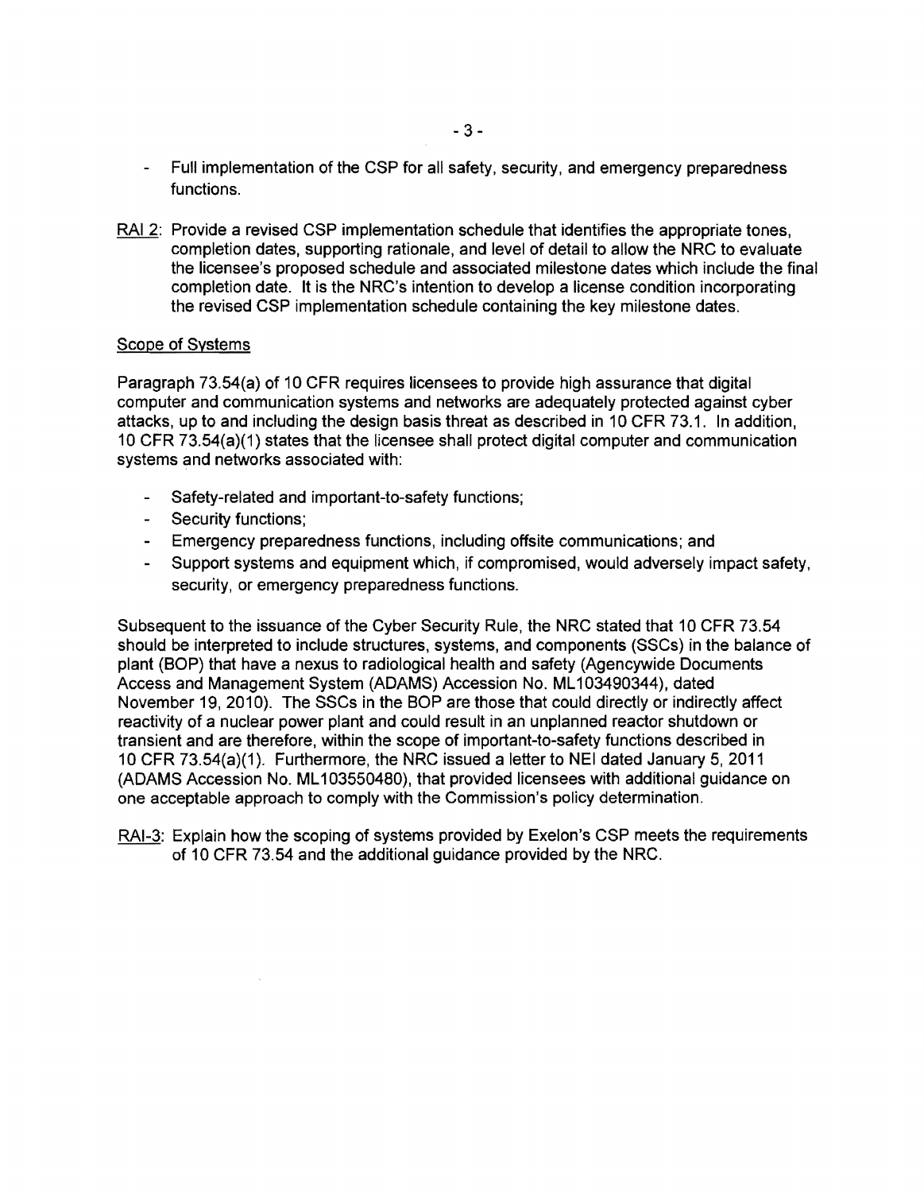- Full implementation of the CSP for all safety, security, and emergency preparedness functions.

RAI 2: Provide a revised CSP implementation schedule that identifies the appropriate tones, completion dates, supporting rationale, and level of detail to allow the NRC to evaluate the licensee's proposed schedule and associated milestone dates which include the final completion date. It is the NRC's intention to develop a license condition incorporating the revised CSP implementation schedule containing the key milestone dates.

Scope of Systems

Paragraph 73.54(a) of 10 CFR requires licensees to provide high assurance that digital computer and communication systems and networks are adequately protected against cyber attacks, up to and including the design basis threat as described in 10 CFR 73.1. In addition, 10 CFR 73.54(a)(1) states that the licensee shall protect digital computer and communication systems and networks associated with:

- Safety-related and important-to-safety functions;
- Security functions;
- Emergency preparedness functions, including offsite communications; and
- Support systems and equipment which, if compromised, would adversely impact safety, security, or emergency preparedness functions.

Subsequent to the issuance of the Cyber Security Rule, the NRC stated that 10 CFR 73.54 should be interpreted to include structures, systems, and components (SSCs) in the balance of plant (BOP) that have a nexus to radiological health and safety (Agencywide Documents Access and Management System (ADAMS) Accession No. ML103490344), dated November 19, 2010). The SSCs in the BOP are those that could directly or indirectly affect reactivity of a nuclear power plant and could result in an unplanned reactor shutdown or transient and are therefore, within the scope of important-to-safety functions described in 10 CFR 73.54(a)(1). Furthermore, the NRC issued a letter to NEI dated January 5, 2011 (ADAMS Accession No. ML103550480), that provided licensees with additional guidance on one acceptable approach to comply with the Commission's policy determination.

RAI-3: Explain how the scoping of systems provided by Exelon's CSP meets the requirements of 10 CFR 73.54 and the additional guidance provided by the NRC.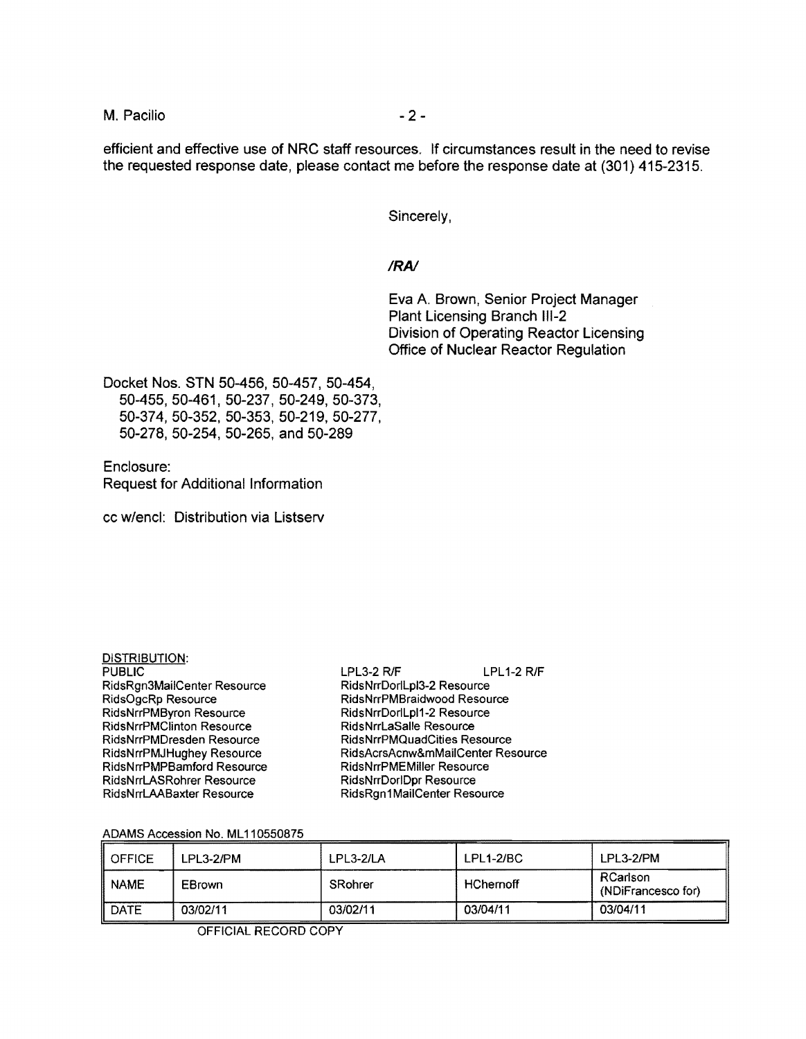efficient and effective use of NRC staff resources. If circumstances result in the need to revise the requested response date, please contact me before the response date at (301) 415-2315.

Sincerely,

***/RA/***

Eva A. Brown, Senior Project Manager
Plant Licensing Branch III-2
Division of Operating Reactor Licensing
Office of Nuclear Reactor Regulation

Docket Nos. STN 50-456, 50-457, 50-454, 50-455, 50-461, 50-237, 50-249, 50-373, 50-374, 50-352, 50-353, 50-219, 50-277, 50-278, 50-254, 50-265, and 50-289

Enclosure:
Request for Additional Information

cc w/encl: Distribution via Listserv

DISTRIBUTION:
PUBLIC
LPL3-2 R/F
LPL1-2 R/F
RidsRgn3MailCenter Resource
RidsNrrDorlLpl3-2 Resource
RidsOgcRp Resource
RidsNrrPMBraidwood Resource
RidsNrrPMByron Resource
RidsNrrDorlLpl1-2 Resource
RidsNrrPMClinton Resource
RidsNrrLaSalle Resource
RidsNrrPMDresden Resource
RidsNrrPMQuadCities Resource
RidsNrrPMJHughey Resource
RidsAcrsAcnw&mMailCenter Resource
RidsNrrPMPBamford Resource
RidsNrrPMEMiller Resource
RidsNrrLASRohrer Resource
RidsNrrDorlDpr Resource
RidsNrrLAABaxter Resource
RidsRgn1MailCenter Resource

ADAMS Accession No. ML110550875

| OFFICE | LPL3-2/PM | LPL3-2/LA | LPL1-2/BC | LPL3-2/PM |
|---|---|---|---|---|
| NAME | EBrown | SRohrer | HChernoff | RCarlson (NDiFrancesco for) |
| DATE | 03/02/11 | 03/02/11 | 03/04/11 | 03/04/11 |

OFFICIAL RECORD COPY